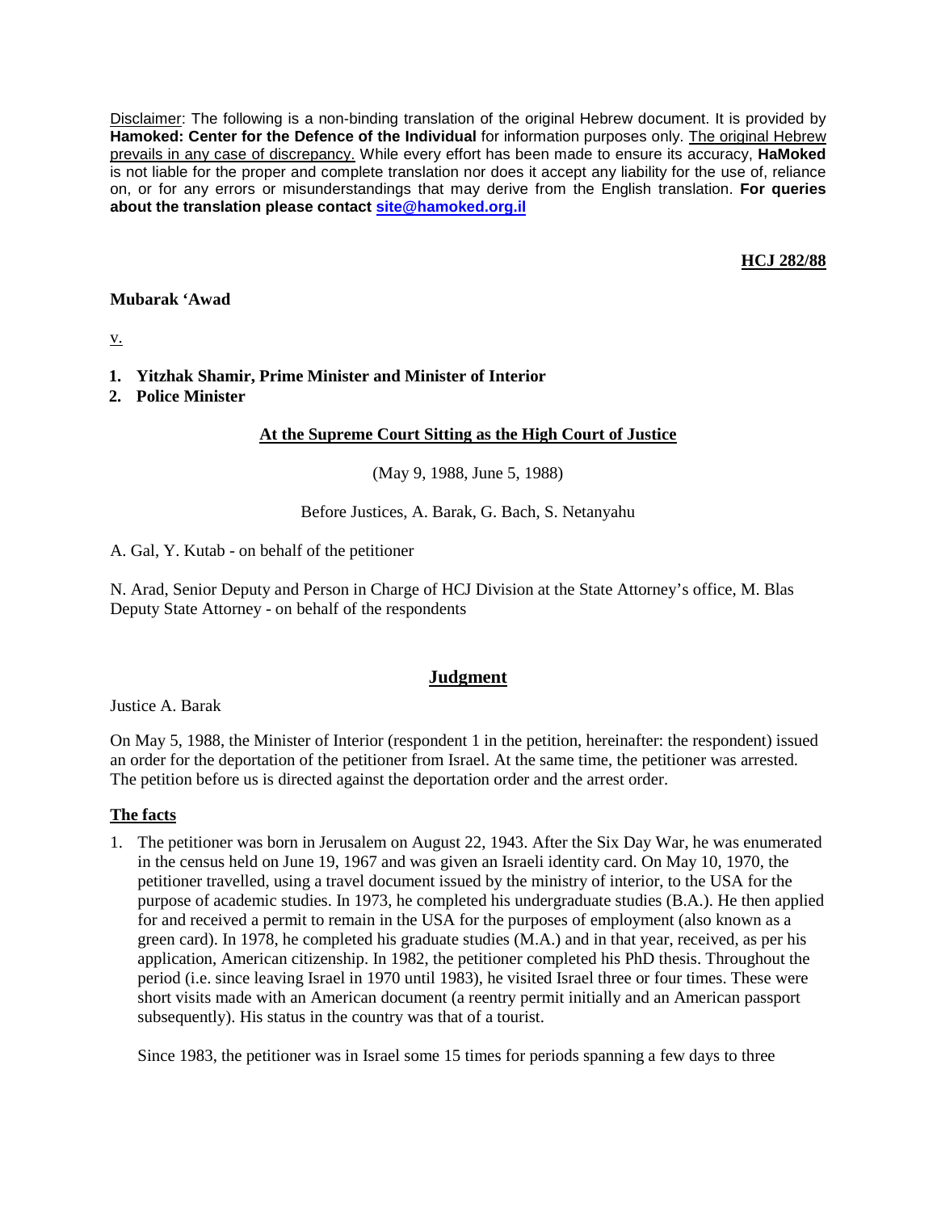Disclaimer: The following is a non-binding translation of the original Hebrew document. It is provided by **Hamoked: Center for the Defence of the Individual** for information purposes only. The original Hebrew prevails in any case of discrepancy. While every effort has been made to ensure its accuracy, **HaMoked** is not liable for the proper and complete translation nor does it accept any liability for the use of, reliance on, or for any errors or misunderstandings that may derive from the English translation. **For queries about the translation please contact [site@hamoked.org.il](mailto:site@hamoked.org.il)**

**HCJ 282/88**

**Mubarak 'Awad**

v.

1. **Yitzhak Shamir, Prime Minister and Minister of Interior**
2. **Police Minister**

**At the Supreme Court Sitting as the High Court of Justice**

(May 9, 1988, June 5, 1988)

Before Justices, A. Barak, G. Bach, S. Netanyahu

A. Gal, Y. Kutab - on behalf of the petitioner

N. Arad, Senior Deputy and Person in Charge of HCJ Division at the State Attorney's office, M. Blas Deputy State Attorney - on behalf of the respondents

## Judgment

Justice A. Barak

On May 5, 1988, the Minister of Interior (respondent 1 in the petition, hereinafter: the respondent) issued an order for the deportation of the petitioner from Israel. At the same time, the petitioner was arrested. The petition before us is directed against the deportation order and the arrest order.

### The facts

1. The petitioner was born in Jerusalem on August 22, 1943. After the Six Day War, he was enumerated in the census held on June 19, 1967 and was given an Israeli identity card. On May 10, 1970, the petitioner travelled, using a travel document issued by the ministry of interior, to the USA for the purpose of academic studies. In 1973, he completed his undergraduate studies (B.A.). He then applied for and received a permit to remain in the USA for the purposes of employment (also known as a green card). In 1978, he completed his graduate studies (M.A.) and in that year, received, as per his application, American citizenship. In 1982, the petitioner completed his PhD thesis. Throughout the period (i.e. since leaving Israel in 1970 until 1983), he visited Israel three or four times. These were short visits made with an American document (a reentry permit initially and an American passport subsequently). His status in the country was that of a tourist.

   Since 1983, the petitioner was in Israel some 15 times for periods spanning a few days to three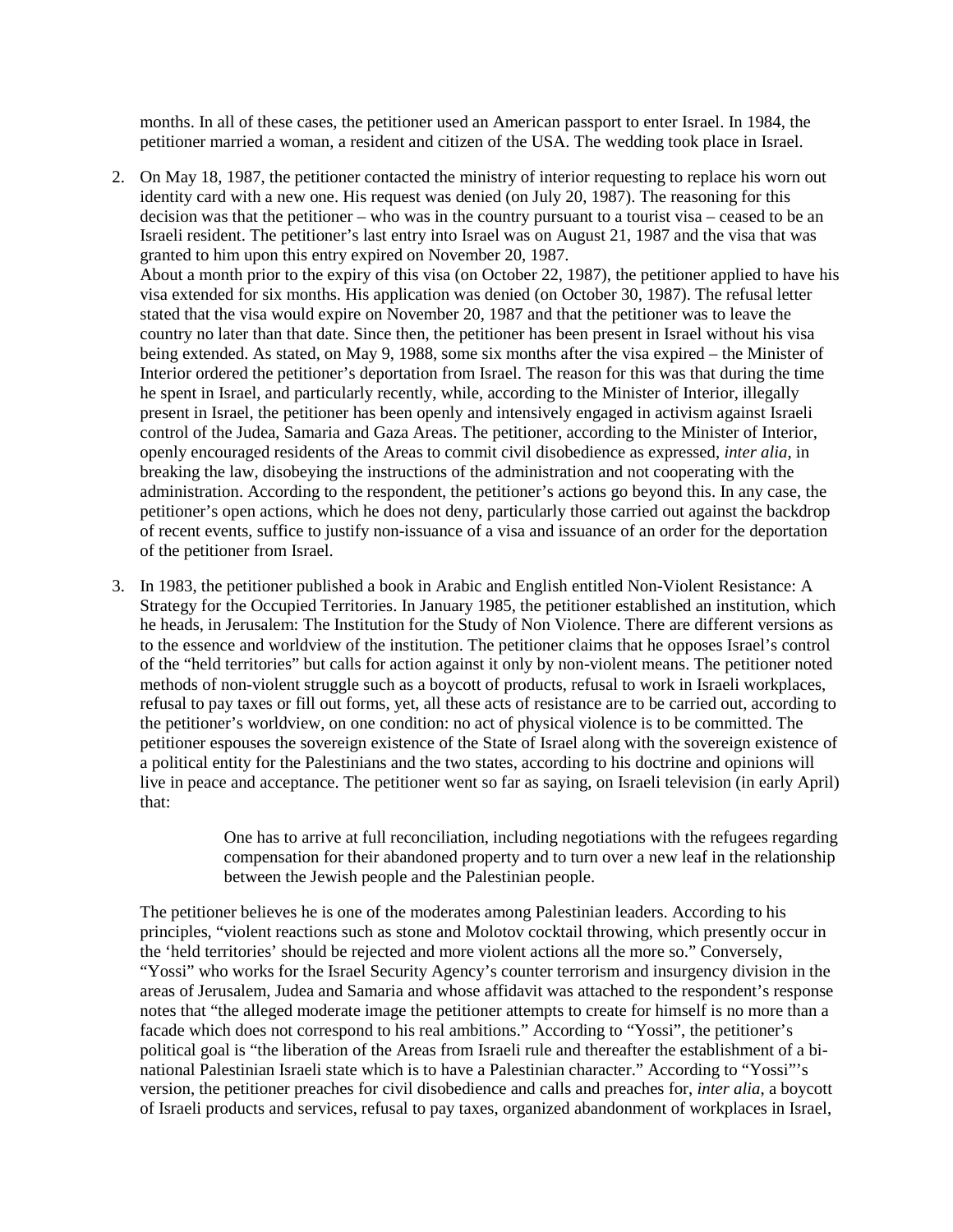months. In all of these cases, the petitioner used an American passport to enter Israel. In 1984, the petitioner married a woman, a resident and citizen of the USA. The wedding took place in Israel.

2. On May 18, 1987, the petitioner contacted the ministry of interior requesting to replace his worn out identity card with a new one. His request was denied (on July 20, 1987). The reasoning for this decision was that the petitioner – who was in the country pursuant to a tourist visa – ceased to be an Israeli resident. The petitioner's last entry into Israel was on August 21, 1987 and the visa that was granted to him upon this entry expired on November 20, 1987.
   About a month prior to the expiry of this visa (on October 22, 1987), the petitioner applied to have his visa extended for six months. His application was denied (on October 30, 1987). The refusal letter stated that the visa would expire on November 20, 1987 and that the petitioner was to leave the country no later than that date. Since then, the petitioner has been present in Israel without his visa being extended. As stated, on May 9, 1988, some six months after the visa expired – the Minister of Interior ordered the petitioner's deportation from Israel. The reason for this was that during the time he spent in Israel, and particularly recently, while, according to the Minister of Interior, illegally present in Israel, the petitioner has been openly and intensively engaged in activism against Israeli control of the Judea, Samaria and Gaza Areas. The petitioner, according to the Minister of Interior, openly encouraged residents of the Areas to commit civil disobedience as expressed, *inter alia*, in breaking the law, disobeying the instructions of the administration and not cooperating with the administration. According to the respondent, the petitioner's actions go beyond this. In any case, the petitioner's open actions, which he does not deny, particularly those carried out against the backdrop of recent events, suffice to justify non-issuance of a visa and issuance of an order for the deportation of the petitioner from Israel.

3. In 1983, the petitioner published a book in Arabic and English entitled Non-Violent Resistance: A Strategy for the Occupied Territories. In January 1985, the petitioner established an institution, which he heads, in Jerusalem: The Institution for the Study of Non Violence. There are different versions as to the essence and worldview of the institution. The petitioner claims that he opposes Israel's control of the "held territories" but calls for action against it only by non-violent means. The petitioner noted methods of non-violent struggle such as a boycott of products, refusal to work in Israeli workplaces, refusal to pay taxes or fill out forms, yet, all these acts of resistance are to be carried out, according to the petitioner's worldview, on one condition: no act of physical violence is to be committed. The petitioner espouses the sovereign existence of the State of Israel along with the sovereign existence of a political entity for the Palestinians and the two states, according to his doctrine and opinions will live in peace and acceptance. The petitioner went so far as saying, on Israeli television (in early April) that:

   > One has to arrive at full reconciliation, including negotiations with the refugees regarding compensation for their abandoned property and to turn over a new leaf in the relationship between the Jewish people and the Palestinian people.

   The petitioner believes he is one of the moderates among Palestinian leaders. According to his principles, "violent reactions such as stone and Molotov cocktail throwing, which presently occur in the 'held territories' should be rejected and more violent actions all the more so." Conversely, "Yossi" who works for the Israel Security Agency's counter terrorism and insurgency division in the areas of Jerusalem, Judea and Samaria and whose affidavit was attached to the respondent's response notes that "the alleged moderate image the petitioner attempts to create for himself is no more than a facade which does not correspond to his real ambitions." According to "Yossi", the petitioner's political goal is "the liberation of the Areas from Israeli rule and thereafter the establishment of a bi-national Palestinian Israeli state which is to have a Palestinian character." According to "Yossi"'s version, the petitioner preaches for civil disobedience and calls and preaches for, *inter alia*, a boycott of Israeli products and services, refusal to pay taxes, organized abandonment of workplaces in Israel,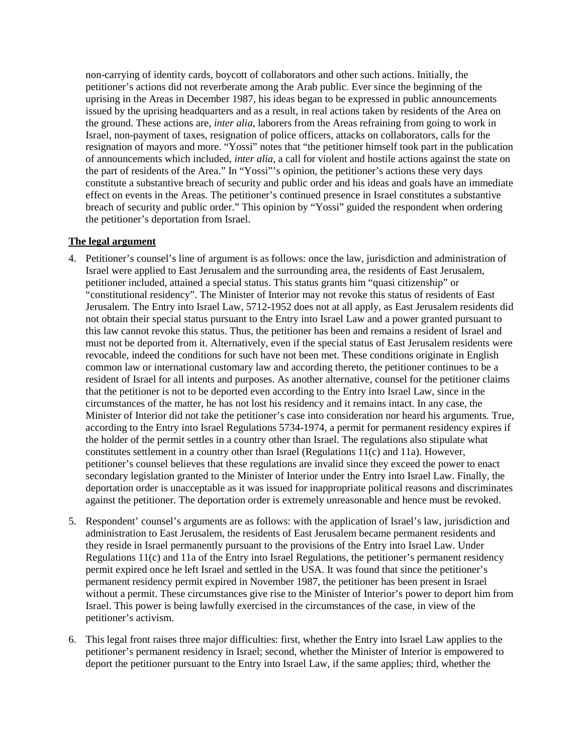non-carrying of identity cards, boycott of collaborators and other such actions. Initially, the petitioner's actions did not reverberate among the Arab public. Ever since the beginning of the uprising in the Areas in December 1987, his ideas began to be expressed in public announcements issued by the uprising headquarters and as a result, in real actions taken by residents of the Area on the ground. These actions are, *inter alia*, laborers from the Areas refraining from going to work in Israel, non-payment of taxes, resignation of police officers, attacks on collaborators, calls for the resignation of mayors and more. "Yossi" notes that "the petitioner himself took part in the publication of announcements which included, *inter alia*, a call for violent and hostile actions against the state on the part of residents of the Area." In "Yossi"'s opinion, the petitioner's actions these very days constitute a substantive breach of security and public order and his ideas and goals have an immediate effect on events in the Areas. The petitioner's continued presence in Israel constitutes a substantive breach of security and public order." This opinion by "Yossi" guided the respondent when ordering the petitioner's deportation from Israel.

**The legal argument**

4. Petitioner's counsel's line of argument is as follows: once the law, jurisdiction and administration of Israel were applied to East Jerusalem and the surrounding area, the residents of East Jerusalem, petitioner included, attained a special status. This status grants him "quasi citizenship" or "constitutional residency". The Minister of Interior may not revoke this status of residents of East Jerusalem. The Entry into Israel Law, 5712-1952 does not at all apply, as East Jerusalem residents did not obtain their special status pursuant to the Entry into Israel Law and a power granted pursuant to this law cannot revoke this status. Thus, the petitioner has been and remains a resident of Israel and must not be deported from it. Alternatively, even if the special status of East Jerusalem residents were revocable, indeed the conditions for such have not been met. These conditions originate in English common law or international customary law and according thereto, the petitioner continues to be a resident of Israel for all intents and purposes. As another alternative, counsel for the petitioner claims that the petitioner is not to be deported even according to the Entry into Israel Law, since in the circumstances of the matter, he has not lost his residency and it remains intact. In any case, the Minister of Interior did not take the petitioner's case into consideration nor heard his arguments. True, according to the Entry into Israel Regulations 5734-1974, a permit for permanent residency expires if the holder of the permit settles in a country other than Israel. The regulations also stipulate what constitutes settlement in a country other than Israel (Regulations 11(c) and 11a). However, petitioner's counsel believes that these regulations are invalid since they exceed the power to enact secondary legislation granted to the Minister of Interior under the Entry into Israel Law. Finally, the deportation order is unacceptable as it was issued for inappropriate political reasons and discriminates against the petitioner. The deportation order is extremely unreasonable and hence must be revoked.

5. Respondent' counsel's arguments are as follows: with the application of Israel's law, jurisdiction and administration to East Jerusalem, the residents of East Jerusalem became permanent residents and they reside in Israel permanently pursuant to the provisions of the Entry into Israel Law. Under Regulations 11(c) and 11a of the Entry into Israel Regulations, the petitioner's permanent residency permit expired once he left Israel and settled in the USA. It was found that since the petitioner's permanent residency permit expired in November 1987, the petitioner has been present in Israel without a permit. These circumstances give rise to the Minister of Interior's power to deport him from Israel. This power is being lawfully exercised in the circumstances of the case, in view of the petitioner's activism.

6. This legal front raises three major difficulties: first, whether the Entry into Israel Law applies to the petitioner's permanent residency in Israel; second, whether the Minister of Interior is empowered to deport the petitioner pursuant to the Entry into Israel Law, if the same applies; third, whether the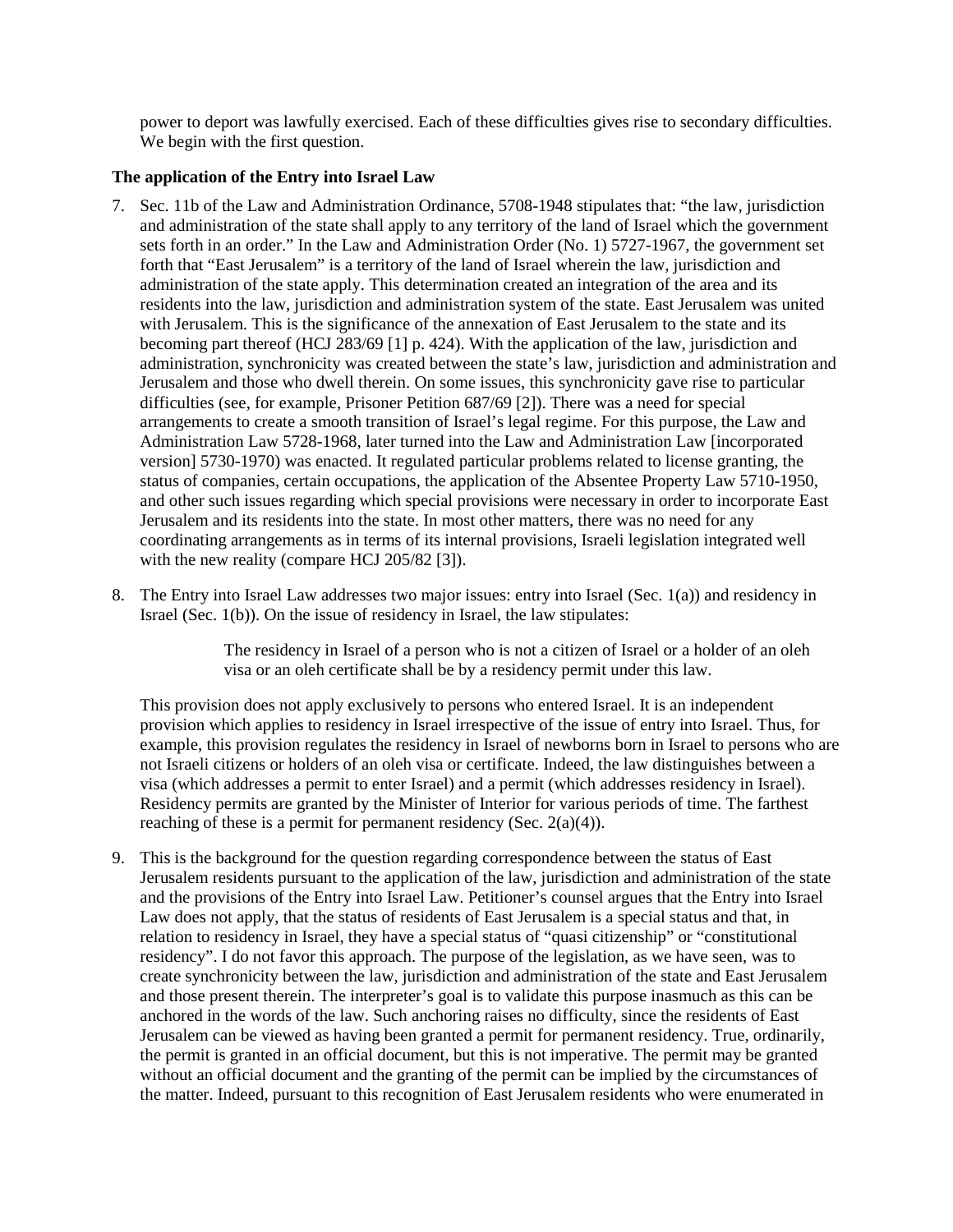power to deport was lawfully exercised. Each of these difficulties gives rise to secondary difficulties. We begin with the first question.

**The application of the Entry into Israel Law**

7. Sec. 11b of the Law and Administration Ordinance, 5708-1948 stipulates that: "the law, jurisdiction and administration of the state shall apply to any territory of the land of Israel which the government sets forth in an order." In the Law and Administration Order (No. 1) 5727-1967, the government set forth that "East Jerusalem" is a territory of the land of Israel wherein the law, jurisdiction and administration of the state apply. This determination created an integration of the area and its residents into the law, jurisdiction and administration system of the state. East Jerusalem was united with Jerusalem. This is the significance of the annexation of East Jerusalem to the state and its becoming part thereof (HCJ 283/69 [1] p. 424). With the application of the law, jurisdiction and administration, synchronicity was created between the state's law, jurisdiction and administration and Jerusalem and those who dwell therein. On some issues, this synchronicity gave rise to particular difficulties (see, for example, Prisoner Petition 687/69 [2]). There was a need for special arrangements to create a smooth transition of Israel's legal regime. For this purpose, the Law and Administration Law 5728-1968, later turned into the Law and Administration Law [incorporated version] 5730-1970) was enacted. It regulated particular problems related to license granting, the status of companies, certain occupations, the application of the Absentee Property Law 5710-1950, and other such issues regarding which special provisions were necessary in order to incorporate East Jerusalem and its residents into the state. In most other matters, there was no need for any coordinating arrangements as in terms of its internal provisions, Israeli legislation integrated well with the new reality (compare HCJ 205/82 [3]).

8. The Entry into Israel Law addresses two major issues: entry into Israel (Sec. 1(a)) and residency in Israel (Sec. 1(b)). On the issue of residency in Israel, the law stipulates:

   > The residency in Israel of a person who is not a citizen of Israel or a holder of an oleh visa or an oleh certificate shall be by a residency permit under this law.

   This provision does not apply exclusively to persons who entered Israel. It is an independent provision which applies to residency in Israel irrespective of the issue of entry into Israel. Thus, for example, this provision regulates the residency in Israel of newborns born in Israel to persons who are not Israeli citizens or holders of an oleh visa or certificate. Indeed, the law distinguishes between a visa (which addresses a permit to enter Israel) and a permit (which addresses residency in Israel). Residency permits are granted by the Minister of Interior for various periods of time. The farthest reaching of these is a permit for permanent residency (Sec. 2(a)(4)).

9. This is the background for the question regarding correspondence between the status of East Jerusalem residents pursuant to the application of the law, jurisdiction and administration of the state and the provisions of the Entry into Israel Law. Petitioner's counsel argues that the Entry into Israel Law does not apply, that the status of residents of East Jerusalem is a special status and that, in relation to residency in Israel, they have a special status of "quasi citizenship" or "constitutional residency". I do not favor this approach. The purpose of the legislation, as we have seen, was to create synchronicity between the law, jurisdiction and administration of the state and East Jerusalem and those present therein. The interpreter's goal is to validate this purpose inasmuch as this can be anchored in the words of the law. Such anchoring raises no difficulty, since the residents of East Jerusalem can be viewed as having been granted a permit for permanent residency. True, ordinarily, the permit is granted in an official document, but this is not imperative. The permit may be granted without an official document and the granting of the permit can be implied by the circumstances of the matter. Indeed, pursuant to this recognition of East Jerusalem residents who were enumerated in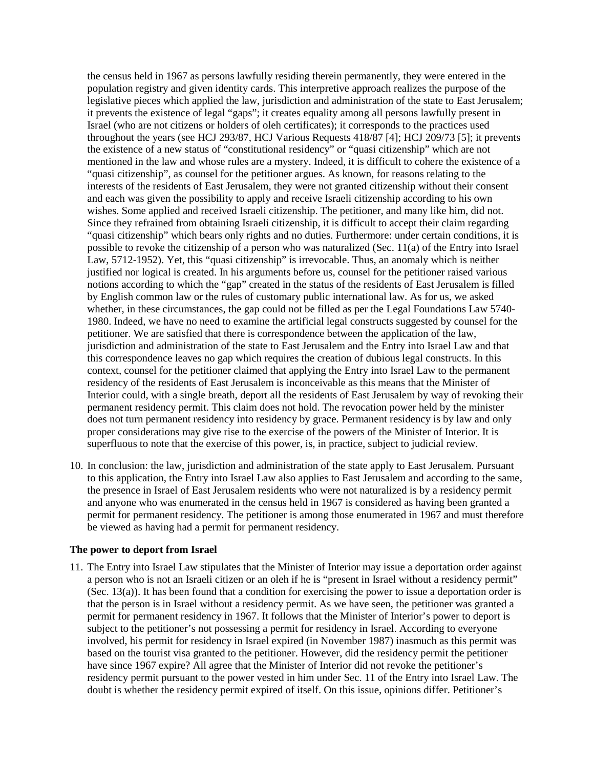the census held in 1967 as persons lawfully residing therein permanently, they were entered in the population registry and given identity cards. This interpretive approach realizes the purpose of the legislative pieces which applied the law, jurisdiction and administration of the state to East Jerusalem; it prevents the existence of legal "gaps"; it creates equality among all persons lawfully present in Israel (who are not citizens or holders of oleh certificates); it corresponds to the practices used throughout the years (see HCJ 293/87, HCJ Various Requests 418/87 [4]; HCJ 209/73 [5]; it prevents the existence of a new status of "constitutional residency" or "quasi citizenship" which are not mentioned in the law and whose rules are a mystery. Indeed, it is difficult to cohere the existence of a "quasi citizenship", as counsel for the petitioner argues. As known, for reasons relating to the interests of the residents of East Jerusalem, they were not granted citizenship without their consent and each was given the possibility to apply and receive Israeli citizenship according to his own wishes. Some applied and received Israeli citizenship. The petitioner, and many like him, did not. Since they refrained from obtaining Israeli citizenship, it is difficult to accept their claim regarding "quasi citizenship" which bears only rights and no duties. Furthermore: under certain conditions, it is possible to revoke the citizenship of a person who was naturalized (Sec. 11(a) of the Entry into Israel Law, 5712-1952). Yet, this "quasi citizenship" is irrevocable. Thus, an anomaly which is neither justified nor logical is created. In his arguments before us, counsel for the petitioner raised various notions according to which the "gap" created in the status of the residents of East Jerusalem is filled by English common law or the rules of customary public international law. As for us, we asked whether, in these circumstances, the gap could not be filled as per the Legal Foundations Law 5740-1980. Indeed, we have no need to examine the artificial legal constructs suggested by counsel for the petitioner. We are satisfied that there is correspondence between the application of the law, jurisdiction and administration of the state to East Jerusalem and the Entry into Israel Law and that this correspondence leaves no gap which requires the creation of dubious legal constructs. In this context, counsel for the petitioner claimed that applying the Entry into Israel Law to the permanent residency of the residents of East Jerusalem is inconceivable as this means that the Minister of Interior could, with a single breath, deport all the residents of East Jerusalem by way of revoking their permanent residency permit. This claim does not hold. The revocation power held by the minister does not turn permanent residency into residency by grace. Permanent residency is by law and only proper considerations may give rise to the exercise of the powers of the Minister of Interior. It is superfluous to note that the exercise of this power, is, in practice, subject to judicial review.

10. In conclusion: the law, jurisdiction and administration of the state apply to East Jerusalem. Pursuant to this application, the Entry into Israel Law also applies to East Jerusalem and according to the same, the presence in Israel of East Jerusalem residents who were not naturalized is by a residency permit and anyone who was enumerated in the census held in 1967 is considered as having been granted a permit for permanent residency. The petitioner is among those enumerated in 1967 and must therefore be viewed as having had a permit for permanent residency.

**The power to deport from Israel**

11. The Entry into Israel Law stipulates that the Minister of Interior may issue a deportation order against a person who is not an Israeli citizen or an oleh if he is "present in Israel without a residency permit" (Sec. 13(a)). It has been found that a condition for exercising the power to issue a deportation order is that the person is in Israel without a residency permit. As we have seen, the petitioner was granted a permit for permanent residency in 1967. It follows that the Minister of Interior's power to deport is subject to the petitioner's not possessing a permit for residency in Israel. According to everyone involved, his permit for residency in Israel expired (in November 1987) inasmuch as this permit was based on the tourist visa granted to the petitioner. However, did the residency permit the petitioner have since 1967 expire? All agree that the Minister of Interior did not revoke the petitioner's residency permit pursuant to the power vested in him under Sec. 11 of the Entry into Israel Law. The doubt is whether the residency permit expired of itself. On this issue, opinions differ. Petitioner's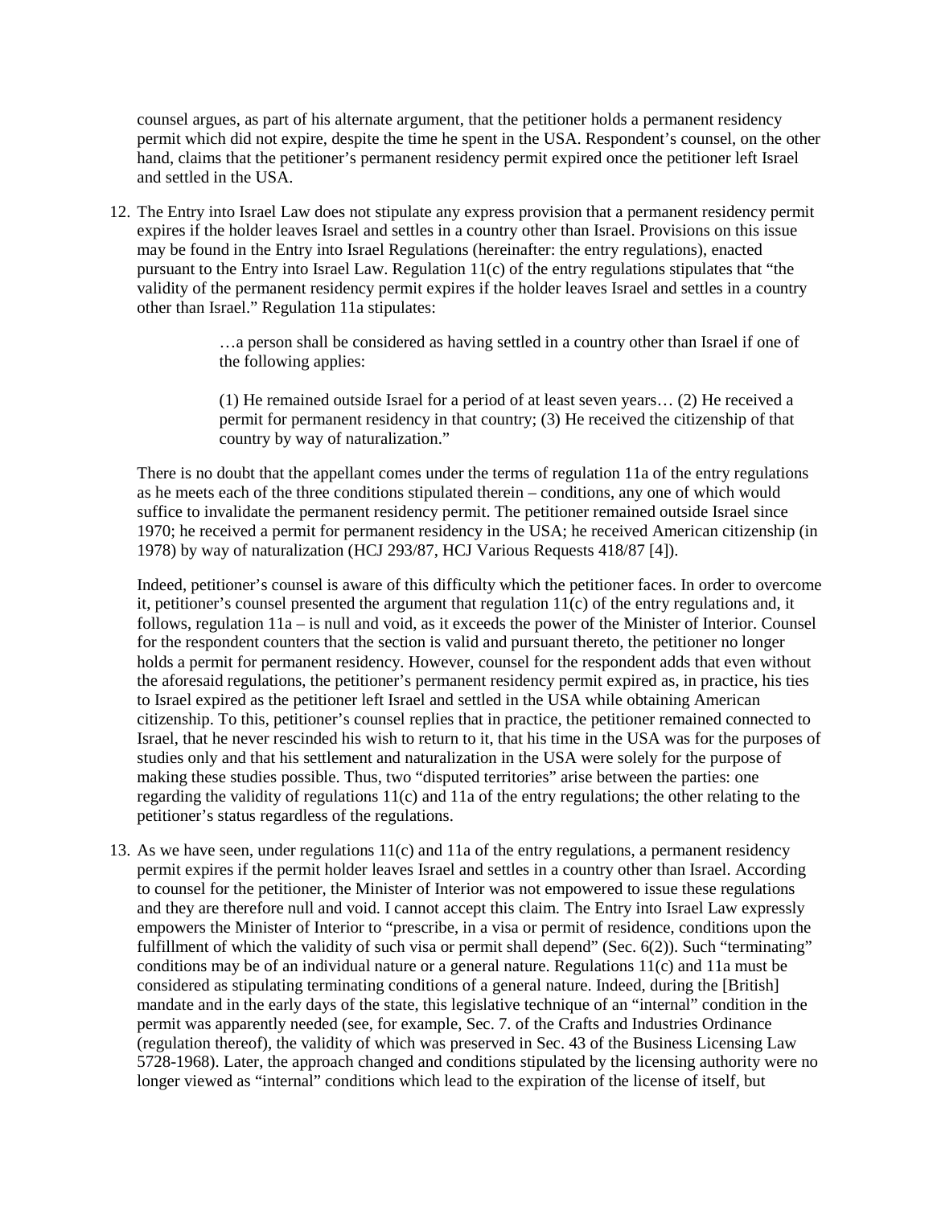counsel argues, as part of his alternate argument, that the petitioner holds a permanent residency permit which did not expire, despite the time he spent in the USA. Respondent's counsel, on the other hand, claims that the petitioner's permanent residency permit expired once the petitioner left Israel and settled in the USA.

12. The Entry into Israel Law does not stipulate any express provision that a permanent residency permit expires if the holder leaves Israel and settles in a country other than Israel. Provisions on this issue may be found in the Entry into Israel Regulations (hereinafter: the entry regulations), enacted pursuant to the Entry into Israel Law. Regulation 11(c) of the entry regulations stipulates that "the validity of the permanent residency permit expires if the holder leaves Israel and settles in a country other than Israel." Regulation 11a stipulates:

> …a person shall be considered as having settled in a country other than Israel if one of the following applies:
>
> (1) He remained outside Israel for a period of at least seven years… (2) He received a permit for permanent residency in that country; (3) He received the citizenship of that country by way of naturalization."

There is no doubt that the appellant comes under the terms of regulation 11a of the entry regulations as he meets each of the three conditions stipulated therein – conditions, any one of which would suffice to invalidate the permanent residency permit. The petitioner remained outside Israel since 1970; he received a permit for permanent residency in the USA; he received American citizenship (in 1978) by way of naturalization (HCJ 293/87, HCJ Various Requests 418/87 [4]).

Indeed, petitioner's counsel is aware of this difficulty which the petitioner faces. In order to overcome it, petitioner's counsel presented the argument that regulation 11(c) of the entry regulations and, it follows, regulation 11a – is null and void, as it exceeds the power of the Minister of Interior. Counsel for the respondent counters that the section is valid and pursuant thereto, the petitioner no longer holds a permit for permanent residency. However, counsel for the respondent adds that even without the aforesaid regulations, the petitioner's permanent residency permit expired as, in practice, his ties to Israel expired as the petitioner left Israel and settled in the USA while obtaining American citizenship. To this, petitioner's counsel replies that in practice, the petitioner remained connected to Israel, that he never rescinded his wish to return to it, that his time in the USA was for the purposes of studies only and that his settlement and naturalization in the USA were solely for the purpose of making these studies possible. Thus, two "disputed territories" arise between the parties: one regarding the validity of regulations 11(c) and 11a of the entry regulations; the other relating to the petitioner's status regardless of the regulations.

13. As we have seen, under regulations 11(c) and 11a of the entry regulations, a permanent residency permit expires if the permit holder leaves Israel and settles in a country other than Israel. According to counsel for the petitioner, the Minister of Interior was not empowered to issue these regulations and they are therefore null and void. I cannot accept this claim. The Entry into Israel Law expressly empowers the Minister of Interior to "prescribe, in a visa or permit of residence, conditions upon the fulfillment of which the validity of such visa or permit shall depend" (Sec. 6(2)). Such "terminating" conditions may be of an individual nature or a general nature. Regulations 11(c) and 11a must be considered as stipulating terminating conditions of a general nature. Indeed, during the [British] mandate and in the early days of the state, this legislative technique of an "internal" condition in the permit was apparently needed (see, for example, Sec. 7. of the Crafts and Industries Ordinance (regulation thereof), the validity of which was preserved in Sec. 43 of the Business Licensing Law 5728-1968). Later, the approach changed and conditions stipulated by the licensing authority were no longer viewed as "internal" conditions which lead to the expiration of the license of itself, but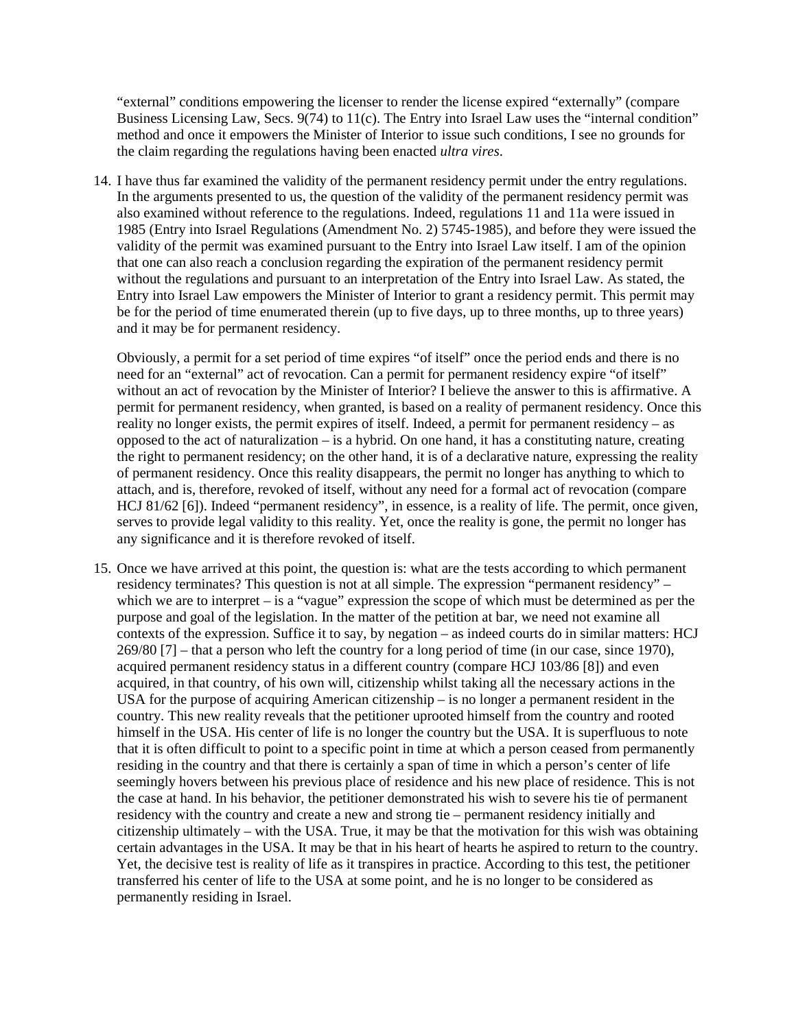"external" conditions empowering the licenser to render the license expired "externally" (compare Business Licensing Law, Secs. 9(74) to 11(c). The Entry into Israel Law uses the "internal condition" method and once it empowers the Minister of Interior to issue such conditions, I see no grounds for the claim regarding the regulations having been enacted *ultra vires*.

14. I have thus far examined the validity of the permanent residency permit under the entry regulations. In the arguments presented to us, the question of the validity of the permanent residency permit was also examined without reference to the regulations. Indeed, regulations 11 and 11a were issued in 1985 (Entry into Israel Regulations (Amendment No. 2) 5745-1985), and before they were issued the validity of the permit was examined pursuant to the Entry into Israel Law itself. I am of the opinion that one can also reach a conclusion regarding the expiration of the permanent residency permit without the regulations and pursuant to an interpretation of the Entry into Israel Law. As stated, the Entry into Israel Law empowers the Minister of Interior to grant a residency permit. This permit may be for the period of time enumerated therein (up to five days, up to three months, up to three years) and it may be for permanent residency.

    Obviously, a permit for a set period of time expires "of itself" once the period ends and there is no need for an "external" act of revocation. Can a permit for permanent residency expire "of itself" without an act of revocation by the Minister of Interior? I believe the answer to this is affirmative. A permit for permanent residency, when granted, is based on a reality of permanent residency. Once this reality no longer exists, the permit expires of itself. Indeed, a permit for permanent residency – as opposed to the act of naturalization – is a hybrid. On one hand, it has a constituting nature, creating the right to permanent residency; on the other hand, it is of a declarative nature, expressing the reality of permanent residency. Once this reality disappears, the permit no longer has anything to which to attach, and is, therefore, revoked of itself, without any need for a formal act of revocation (compare HCJ 81/62 [6]). Indeed "permanent residency", in essence, is a reality of life. The permit, once given, serves to provide legal validity to this reality. Yet, once the reality is gone, the permit no longer has any significance and it is therefore revoked of itself.

15. Once we have arrived at this point, the question is: what are the tests according to which permanent residency terminates? This question is not at all simple. The expression "permanent residency" – which we are to interpret – is a "vague" expression the scope of which must be determined as per the purpose and goal of the legislation. In the matter of the petition at bar, we need not examine all contexts of the expression. Suffice it to say, by negation – as indeed courts do in similar matters: HCJ 269/80 [7] – that a person who left the country for a long period of time (in our case, since 1970), acquired permanent residency status in a different country (compare HCJ 103/86 [8]) and even acquired, in that country, of his own will, citizenship whilst taking all the necessary actions in the USA for the purpose of acquiring American citizenship – is no longer a permanent resident in the country. This new reality reveals that the petitioner uprooted himself from the country and rooted himself in the USA. His center of life is no longer the country but the USA. It is superfluous to note that it is often difficult to point to a specific point in time at which a person ceased from permanently residing in the country and that there is certainly a span of time in which a person's center of life seemingly hovers between his previous place of residence and his new place of residence. This is not the case at hand. In his behavior, the petitioner demonstrated his wish to sever his tie of permanent residency with the country and create a new and strong tie – permanent residency initially and citizenship ultimately – with the USA. True, it may be that the motivation for this wish was obtaining certain advantages in the USA. It may be that in his heart of hearts he aspired to return to the country. Yet, the decisive test is reality of life as it transpires in practice. According to this test, the petitioner transferred his center of life to the USA at some point, and he is no longer to be considered as permanently residing in Israel.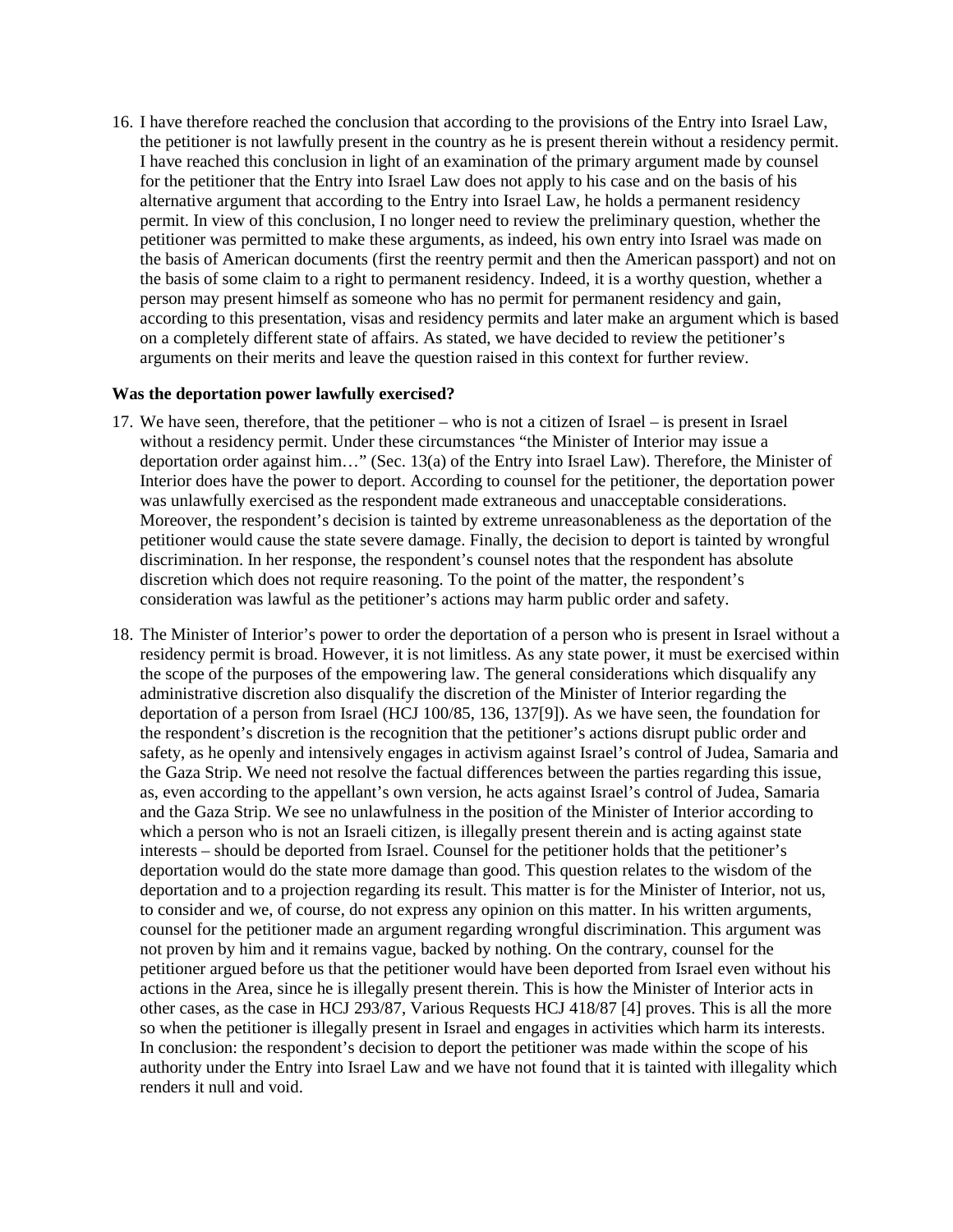16. I have therefore reached the conclusion that according to the provisions of the Entry into Israel Law, the petitioner is not lawfully present in the country as he is present therein without a residency permit. I have reached this conclusion in light of an examination of the primary argument made by counsel for the petitioner that the Entry into Israel Law does not apply to his case and on the basis of his alternative argument that according to the Entry into Israel Law, he holds a permanent residency permit. In view of this conclusion, I no longer need to review the preliminary question, whether the petitioner was permitted to make these arguments, as indeed, his own entry into Israel was made on the basis of American documents (first the reentry permit and then the American passport) and not on the basis of some claim to a right to permanent residency. Indeed, it is a worthy question, whether a person may present himself as someone who has no permit for permanent residency and gain, according to this presentation, visas and residency permits and later make an argument which is based on a completely different state of affairs. As stated, we have decided to review the petitioner's arguments on their merits and leave the question raised in this context for further review.

**Was the deportation power lawfully exercised?**

17. We have seen, therefore, that the petitioner – who is not a citizen of Israel – is present in Israel without a residency permit. Under these circumstances "the Minister of Interior may issue a deportation order against him…" (Sec. 13(a) of the Entry into Israel Law). Therefore, the Minister of Interior does have the power to deport. According to counsel for the petitioner, the deportation power was unlawfully exercised as the respondent made extraneous and unacceptable considerations. Moreover, the respondent's decision is tainted by extreme unreasonableness as the deportation of the petitioner would cause the state severe damage. Finally, the decision to deport is tainted by wrongful discrimination. In her response, the respondent's counsel notes that the respondent has absolute discretion which does not require reasoning. To the point of the matter, the respondent's consideration was lawful as the petitioner's actions may harm public order and safety.

18. The Minister of Interior's power to order the deportation of a person who is present in Israel without a residency permit is broad. However, it is not limitless. As any state power, it must be exercised within the scope of the purposes of the empowering law. The general considerations which disqualify any administrative discretion also disqualify the discretion of the Minister of Interior regarding the deportation of a person from Israel (HCJ 100/85, 136, 137[9]). As we have seen, the foundation for the respondent's discretion is the recognition that the petitioner's actions disrupt public order and safety, as he openly and intensively engages in activism against Israel's control of Judea, Samaria and the Gaza Strip. We need not resolve the factual differences between the parties regarding this issue, as, even according to the appellant's own version, he acts against Israel's control of Judea, Samaria and the Gaza Strip. We see no unlawfulness in the position of the Minister of Interior according to which a person who is not an Israeli citizen, is illegally present therein and is acting against state interests – should be deported from Israel. Counsel for the petitioner holds that the petitioner's deportation would do the state more damage than good. This question relates to the wisdom of the deportation and to a projection regarding its result. This matter is for the Minister of Interior, not us, to consider and we, of course, do not express any opinion on this matter. In his written arguments, counsel for the petitioner made an argument regarding wrongful discrimination. This argument was not proven by him and it remains vague, backed by nothing. On the contrary, counsel for the petitioner argued before us that the petitioner would have been deported from Israel even without his actions in the Area, since he is illegally present therein. This is how the Minister of Interior acts in other cases, as the case in HCJ 293/87, Various Requests HCJ 418/87 [4] proves. This is all the more so when the petitioner is illegally present in Israel and engages in activities which harm its interests. In conclusion: the respondent's decision to deport the petitioner was made within the scope of his authority under the Entry into Israel Law and we have not found that it is tainted with illegality which renders it null and void.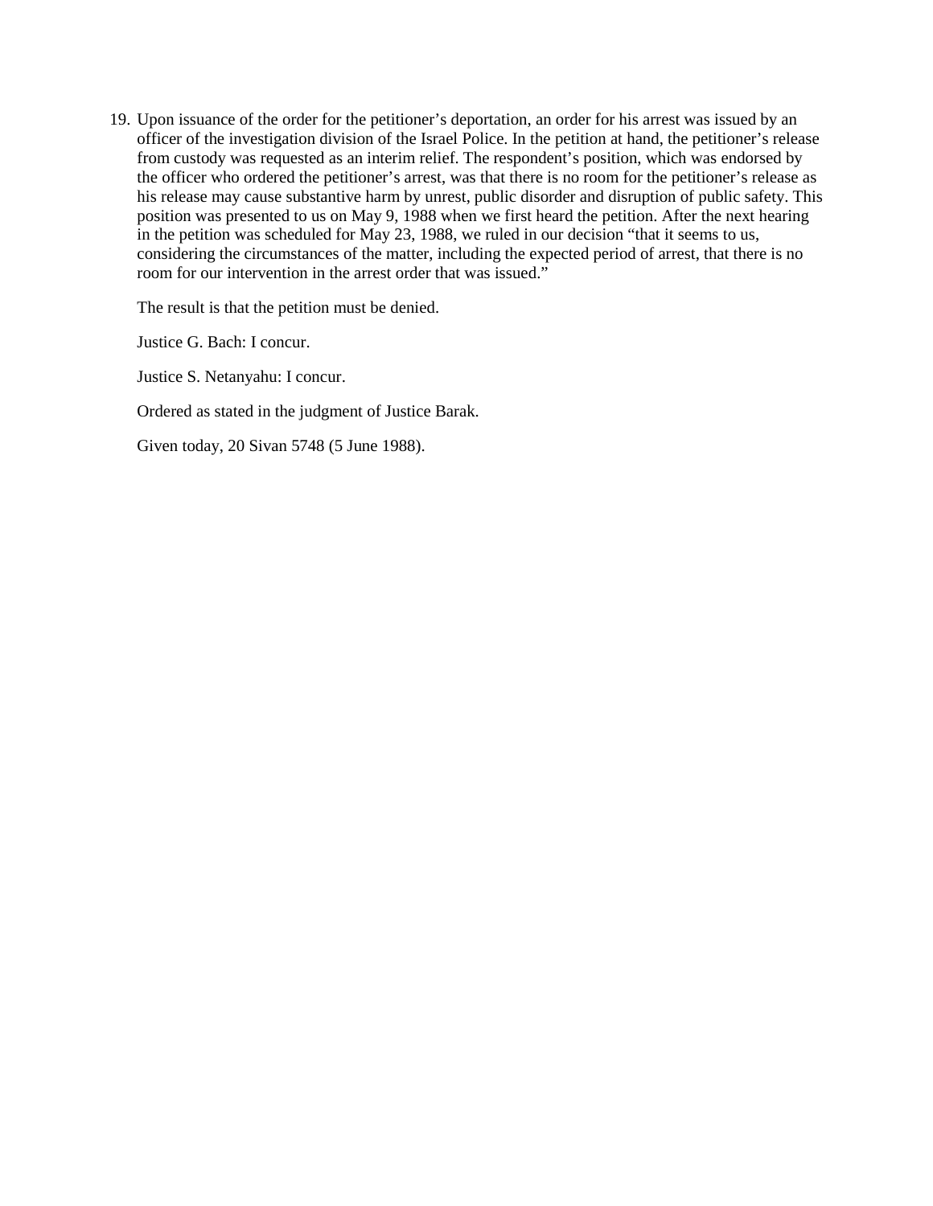19. Upon issuance of the order for the petitioner's deportation, an order for his arrest was issued by an officer of the investigation division of the Israel Police. In the petition at hand, the petitioner's release from custody was requested as an interim relief. The respondent's position, which was endorsed by the officer who ordered the petitioner's arrest, was that there is no room for the petitioner's release as his release may cause substantive harm by unrest, public disorder and disruption of public safety. This position was presented to us on May 9, 1988 when we first heard the petition. After the next hearing in the petition was scheduled for May 23, 1988, we ruled in our decision "that it seems to us, considering the circumstances of the matter, including the expected period of arrest, that there is no room for our intervention in the arrest order that was issued."

The result is that the petition must be denied.

Justice G. Bach: I concur.

Justice S. Netanyahu: I concur.

Ordered as stated in the judgment of Justice Barak.

Given today, 20 Sivan 5748 (5 June 1988).